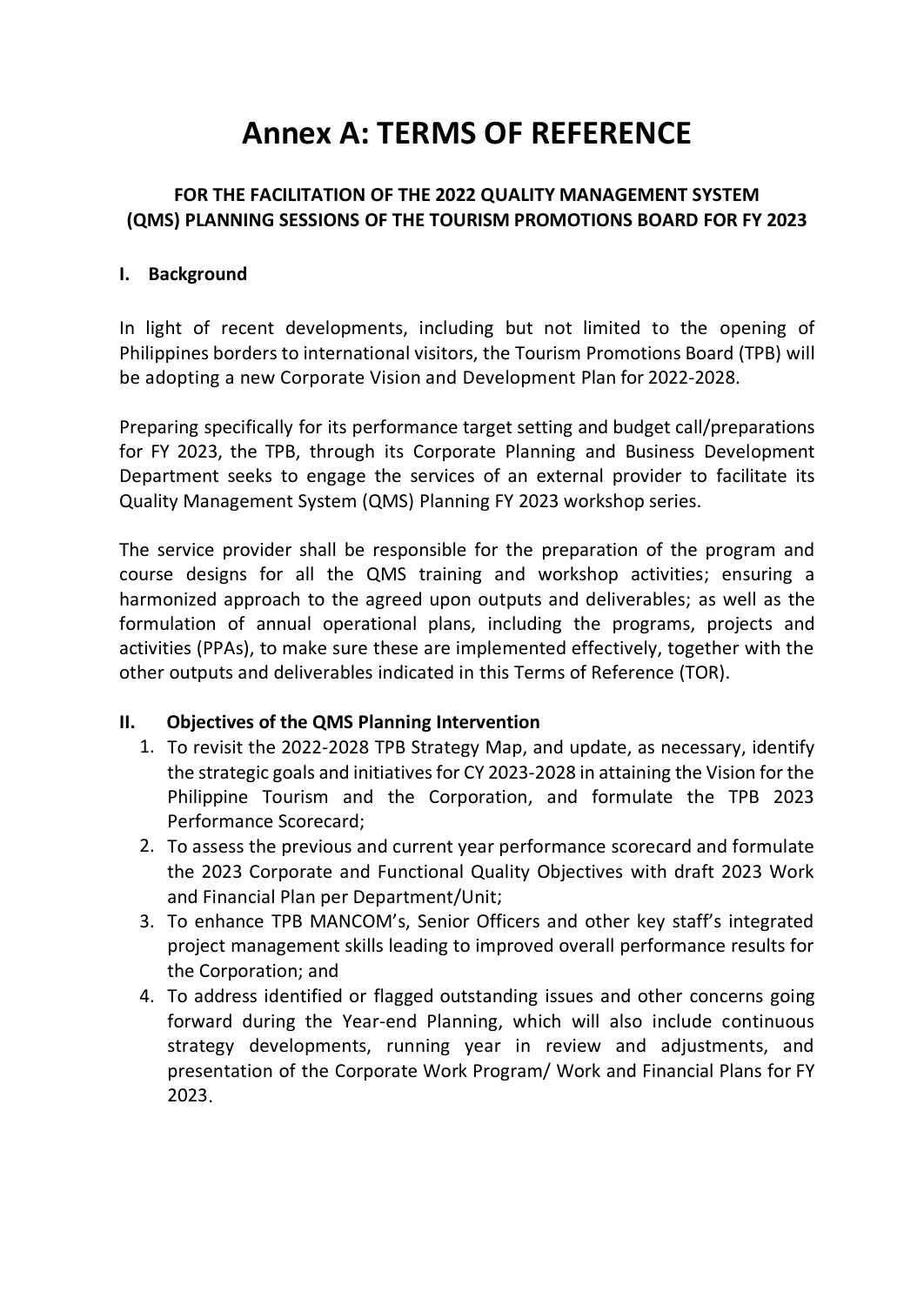# Annex A: TERMS OF REFERENCE

## FOR THE FACILITATION OF THE 2022 QUALITY MANAGEMENT SYSTEM (QMS) PLANNING SESSIONS OF THE TOURISM PROMOTIONS BOARD FOR FY 2023

### I. Background

In light of recent developments, including but not limited to the opening of Philippines borders to international visitors, the Tourism Promotions Board (TPB) will be adopting a new Corporate Vision and Development Plan for 2022-2028.

Preparing specifically for its performance target setting and budget call/preparations for FY 2023, the TPB, through its Corporate Planning and Business Development Department seeks to engage the services of an external provider to facilitate its Quality Management System (QMS) Planning FY 2023 workshop series.

The service provider shall be responsible for the preparation of the program and course designs for all the QMS training and workshop activities; ensuring a harmonized approach to the agreed upon outputs and deliverables; as well as the formulation of annual operational plans, including the programs, projects and activities (PPAs), to make sure these are implemented effectively, together with the other outputs and deliverables indicated in this Terms of Reference (TOR).

### II. Objectives of the QMS Planning Intervention

1. To revisit the 2022-2028 TPB Strategy Map, and update, as necessary, identify the strategic goals and initiatives for CY 2023-2028 in attaining the Vision for the Philippine Tourism and the Corporation, and formulate the TPB 2023 Performance Scorecard;
2. To assess the previous and current year performance scorecard and formulate the 2023 Corporate and Functional Quality Objectives with draft 2023 Work and Financial Plan per Department/Unit;
3. To enhance TPB MANCOM's, Senior Officers and other key staff's integrated project management skills leading to improved overall performance results for the Corporation; and
4. To address identified or flagged outstanding issues and other concerns going forward during the Year-end Planning, which will also include continuous strategy developments, running year in review and adjustments, and presentation of the Corporate Work Program/ Work and Financial Plans for FY 2023.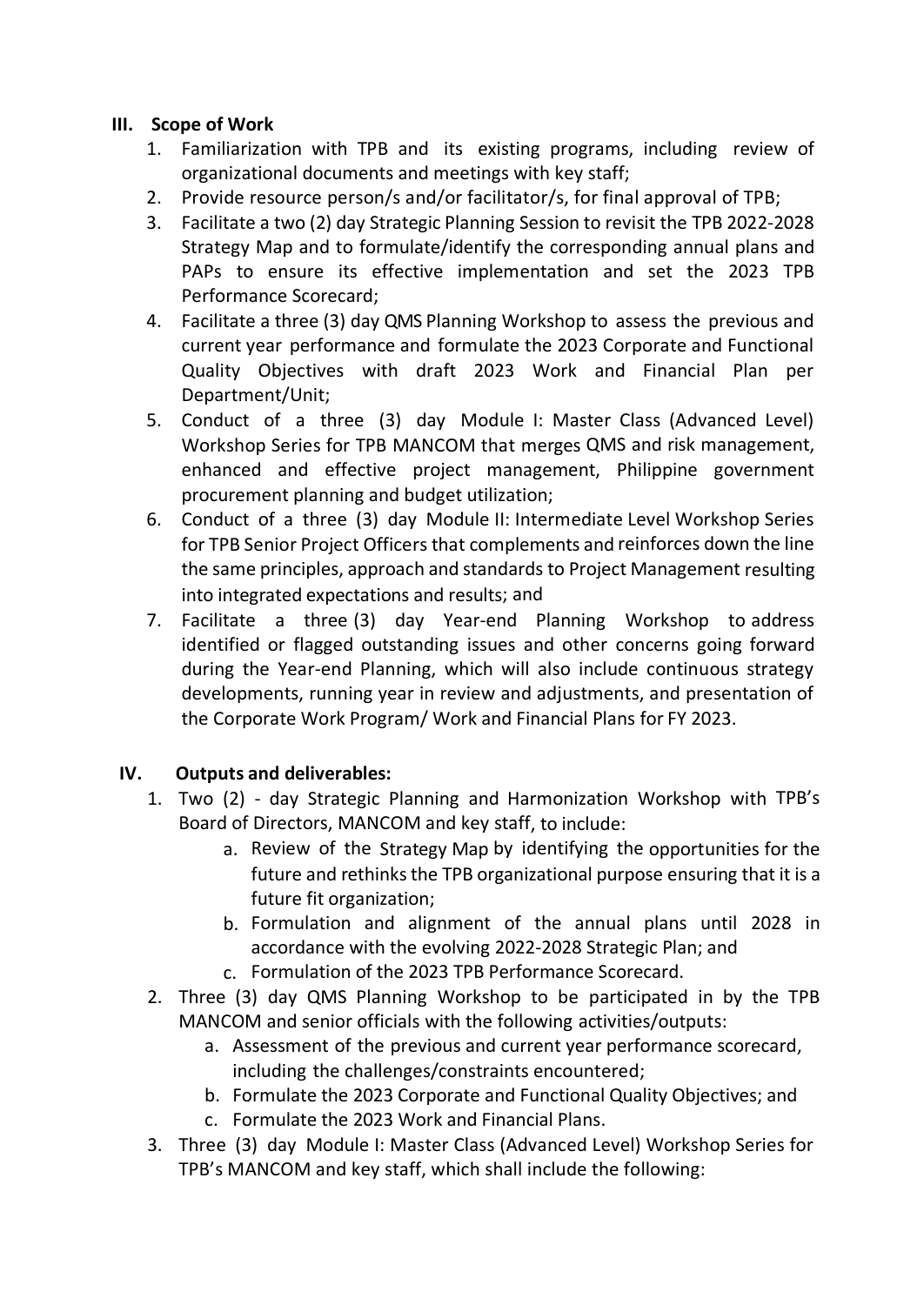## III. Scope of Work

1. Familiarization with TPB and its existing programs, including review of organizational documents and meetings with key staff;
2. Provide resource person/s and/or facilitator/s, for final approval of TPB;
3. Facilitate a two (2) day Strategic Planning Session to revisit the TPB 2022-2028 Strategy Map and to formulate/identify the corresponding annual plans and PAPs to ensure its effective implementation and set the 2023 TPB Performance Scorecard;
4. Facilitate a three (3) day QMS Planning Workshop to assess the previous and current year performance and formulate the 2023 Corporate and Functional Quality Objectives with draft 2023 Work and Financial Plan per Department/Unit;
5. Conduct of a three (3) day Module I: Master Class (Advanced Level) Workshop Series for TPB MANCOM that merges QMS and risk management, enhanced and effective project management, Philippine government procurement planning and budget utilization;
6. Conduct of a three (3) day Module II: Intermediate Level Workshop Series for TPB Senior Project Officers that complements and reinforces down the line the same principles, approach and standards to Project Management resulting into integrated expectations and results; and
7. Facilitate a three (3) day Year-end Planning Workshop to address identified or flagged outstanding issues and other concerns going forward during the Year-end Planning, which will also include continuous strategy developments, running year in review and adjustments, and presentation of the Corporate Work Program/ Work and Financial Plans for FY 2023.

## IV. Outputs and deliverables:

1. Two (2) - day Strategic Planning and Harmonization Workshop with TPB's Board of Directors, MANCOM and key staff, to include:
   a. Review of the Strategy Map by identifying the opportunities for the future and rethinks the TPB organizational purpose ensuring that it is a future fit organization;
   b. Formulation and alignment of the annual plans until 2028 in accordance with the evolving 2022-2028 Strategic Plan; and
   c. Formulation of the 2023 TPB Performance Scorecard.
2. Three (3) day QMS Planning Workshop to be participated in by the TPB MANCOM and senior officials with the following activities/outputs:
   a. Assessment of the previous and current year performance scorecard, including the challenges/constraints encountered;
   b. Formulate the 2023 Corporate and Functional Quality Objectives; and
   c. Formulate the 2023 Work and Financial Plans.
3. Three (3) day Module I: Master Class (Advanced Level) Workshop Series for TPB's MANCOM and key staff, which shall include the following: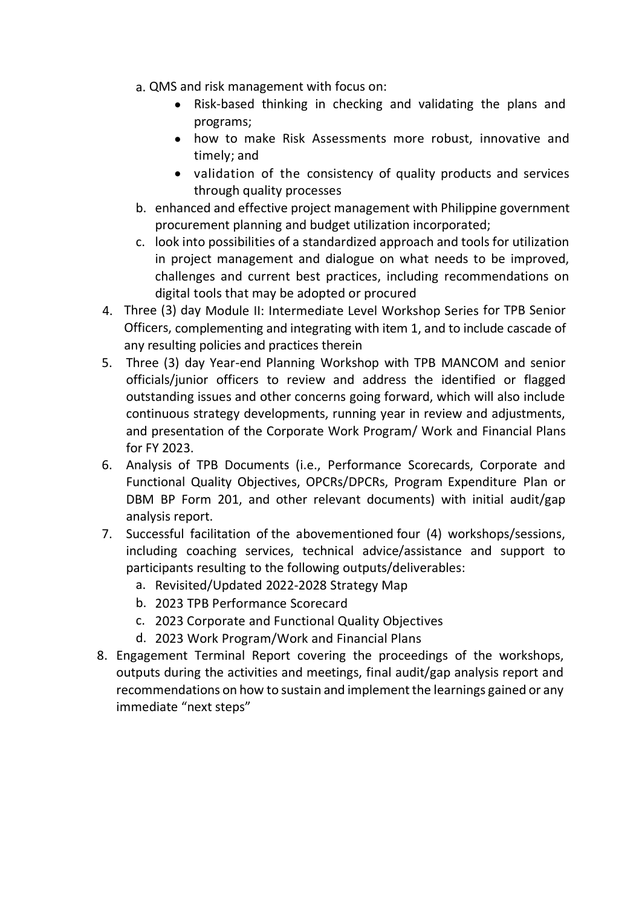a. QMS and risk management with focus on:
    - Risk-based thinking in checking and validating the plans and programs;
    - how to make Risk Assessments more robust, innovative and timely; and
    - validation of the consistency of quality products and services through quality processes

b. enhanced and effective project management with Philippine government procurement planning and budget utilization incorporated;

c. look into possibilities of a standardized approach and tools for utilization in project management and dialogue on what needs to be improved, challenges and current best practices, including recommendations on digital tools that may be adopted or procured

4. Three (3) day Module II: Intermediate Level Workshop Series for TPB Senior Officers, complementing and integrating with item 1, and to include cascade of any resulting policies and practices therein
5. Three (3) day Year-end Planning Workshop with TPB MANCOM and senior officials/junior officers to review and address the identified or flagged outstanding issues and other concerns going forward, which will also include continuous strategy developments, running year in review and adjustments, and presentation of the Corporate Work Program/ Work and Financial Plans for FY 2023.
6. Analysis of TPB Documents (i.e., Performance Scorecards, Corporate and Functional Quality Objectives, OPCRs/DPCRs, Program Expenditure Plan or DBM BP Form 201, and other relevant documents) with initial audit/gap analysis report.
7. Successful facilitation of the abovementioned four (4) workshops/sessions, including coaching services, technical advice/assistance and support to participants resulting to the following outputs/deliverables:
    a. Revisited/Updated 2022-2028 Strategy Map
    b. 2023 TPB Performance Scorecard
    c. 2023 Corporate and Functional Quality Objectives
    d. 2023 Work Program/Work and Financial Plans
8. Engagement Terminal Report covering the proceedings of the workshops, outputs during the activities and meetings, final audit/gap analysis report and recommendations on how to sustain and implement the learnings gained or any immediate “next steps”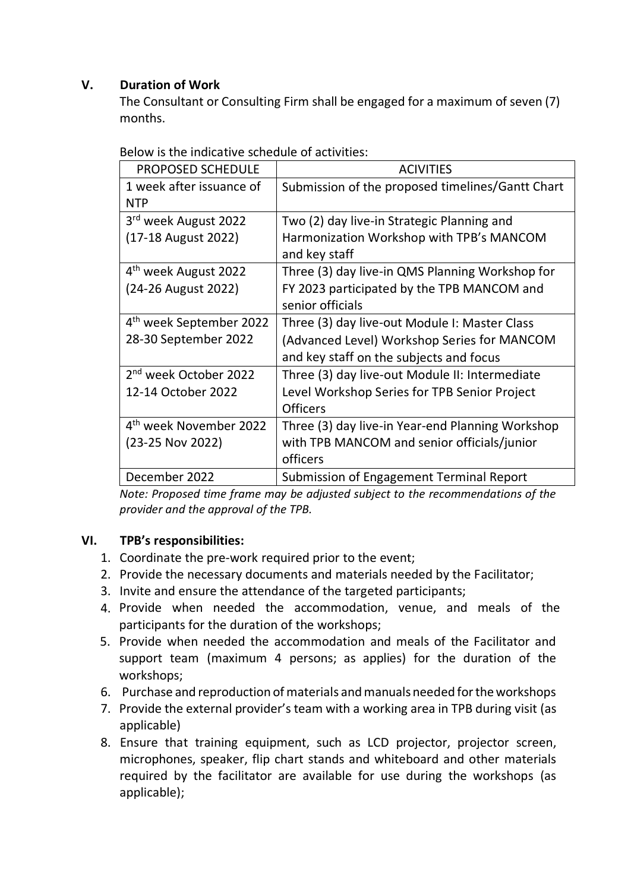## V. Duration of Work

The Consultant or Consulting Firm shall be engaged for a maximum of seven (7) months.

Below is the indicative schedule of activities:

| PROPOSED SCHEDULE | ACIVITIES |
| --- | --- |
| 1 week after issuance of NTP | Submission of the proposed timelines/Gantt Chart |
| 3rd week August 2022 (17-18 August 2022) | Two (2) day live-in Strategic Planning and Harmonization Workshop with TPB's MANCOM and key staff |
| 4th week August 2022 (24-26 August 2022) | Three (3) day live-in QMS Planning Workshop for FY 2023 participated by the TPB MANCOM and senior officials |
| 4th week September 2022 28-30 September 2022 | Three (3) day live-out Module I: Master Class (Advanced Level) Workshop Series for MANCOM and key staff on the subjects and focus |
| 2nd week October 2022 12-14 October 2022 | Three (3) day live-out Module II: Intermediate Level Workshop Series for TPB Senior Project Officers |
| 4th week November 2022 (23-25 Nov 2022) | Three (3) day live-in Year-end Planning Workshop with TPB MANCOM and senior officials/junior officers |
| December 2022 | Submission of Engagement Terminal Report |

*Note: Proposed time frame may be adjusted subject to the recommendations of the provider and the approval of the TPB.*

## VI. TPB's responsibilities:

1. Coordinate the pre-work required prior to the event;
2. Provide the necessary documents and materials needed by the Facilitator;
3. Invite and ensure the attendance of the targeted participants;
4. Provide when needed the accommodation, venue, and meals of the participants for the duration of the workshops;
5. Provide when needed the accommodation and meals of the Facilitator and support team (maximum 4 persons; as applies) for the duration of the workshops;
6. Purchase and reproduction of materials and manuals needed for the workshops
7. Provide the external provider's team with a working area in TPB during visit (as applicable)
8. Ensure that training equipment, such as LCD projector, projector screen, microphones, speaker, flip chart stands and whiteboard and other materials required by the facilitator are available for use during the workshops (as applicable);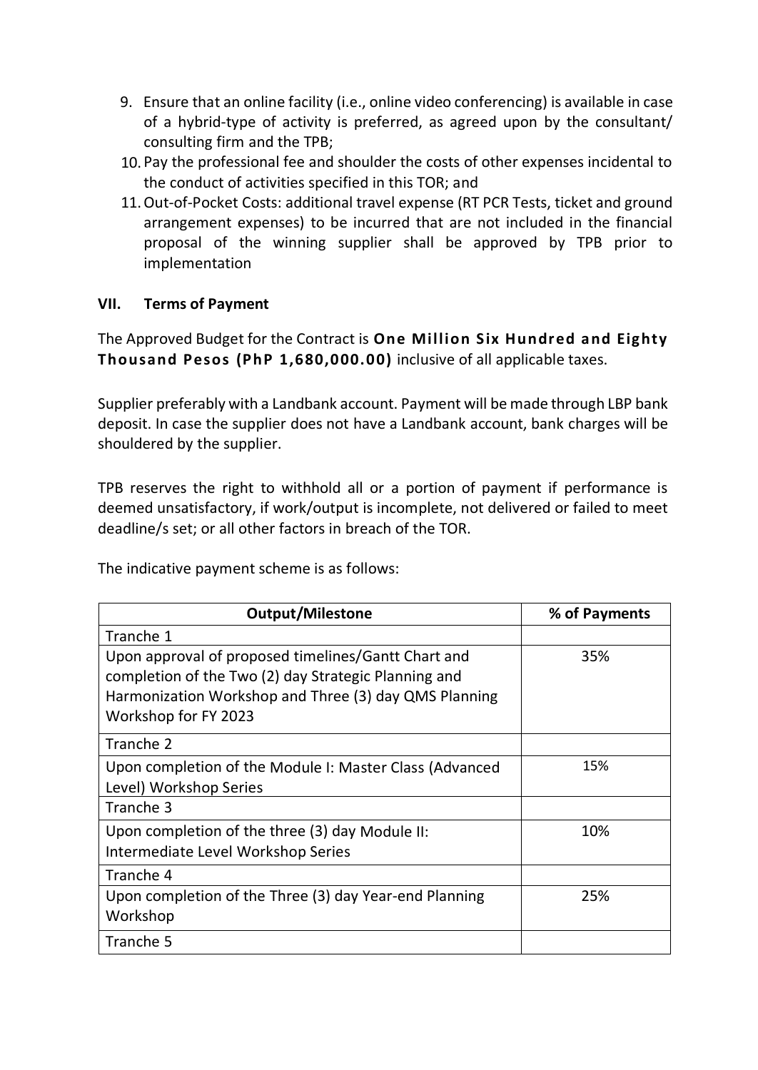9. Ensure that an online facility (i.e., online video conferencing) is available in case of a hybrid-type of activity is preferred, as agreed upon by the consultant/ consulting firm and the TPB;
10. Pay the professional fee and shoulder the costs of other expenses incidental to the conduct of activities specified in this TOR; and
11. Out-of-Pocket Costs: additional travel expense (RT PCR Tests, ticket and ground arrangement expenses) to be incurred that are not included in the financial proposal of the winning supplier shall be approved by TPB prior to implementation

## VII. Terms of Payment

The Approved Budget for the Contract is **One Million Six Hundred and Eighty Thousand Pesos (PhP 1,680,000.00)** inclusive of all applicable taxes.

Supplier preferably with a Landbank account. Payment will be made through LBP bank deposit. In case the supplier does not have a Landbank account, bank charges will be shouldered by the supplier.

TPB reserves the right to withhold all or a portion of payment if performance is deemed unsatisfactory, if work/output is incomplete, not delivered or failed to meet deadline/s set; or all other factors in breach of the TOR.

The indicative payment scheme is as follows:

| Output/Milestone | % of Payments |
|---|---|
| Tranche 1 | |
| Upon approval of proposed timelines/Gantt Chart and completion of the Two (2) day Strategic Planning and Harmonization Workshop and Three (3) day QMS Planning Workshop for FY 2023 | 35% |
| Tranche 2 | |
| Upon completion of the Module I: Master Class (Advanced Level) Workshop Series | 15% |
| Tranche 3 | |
| Upon completion of the three (3) day Module II: Intermediate Level Workshop Series | 10% |
| Tranche 4 | |
| Upon completion of the Three (3) day Year-end Planning Workshop | 25% |
| Tranche 5 | |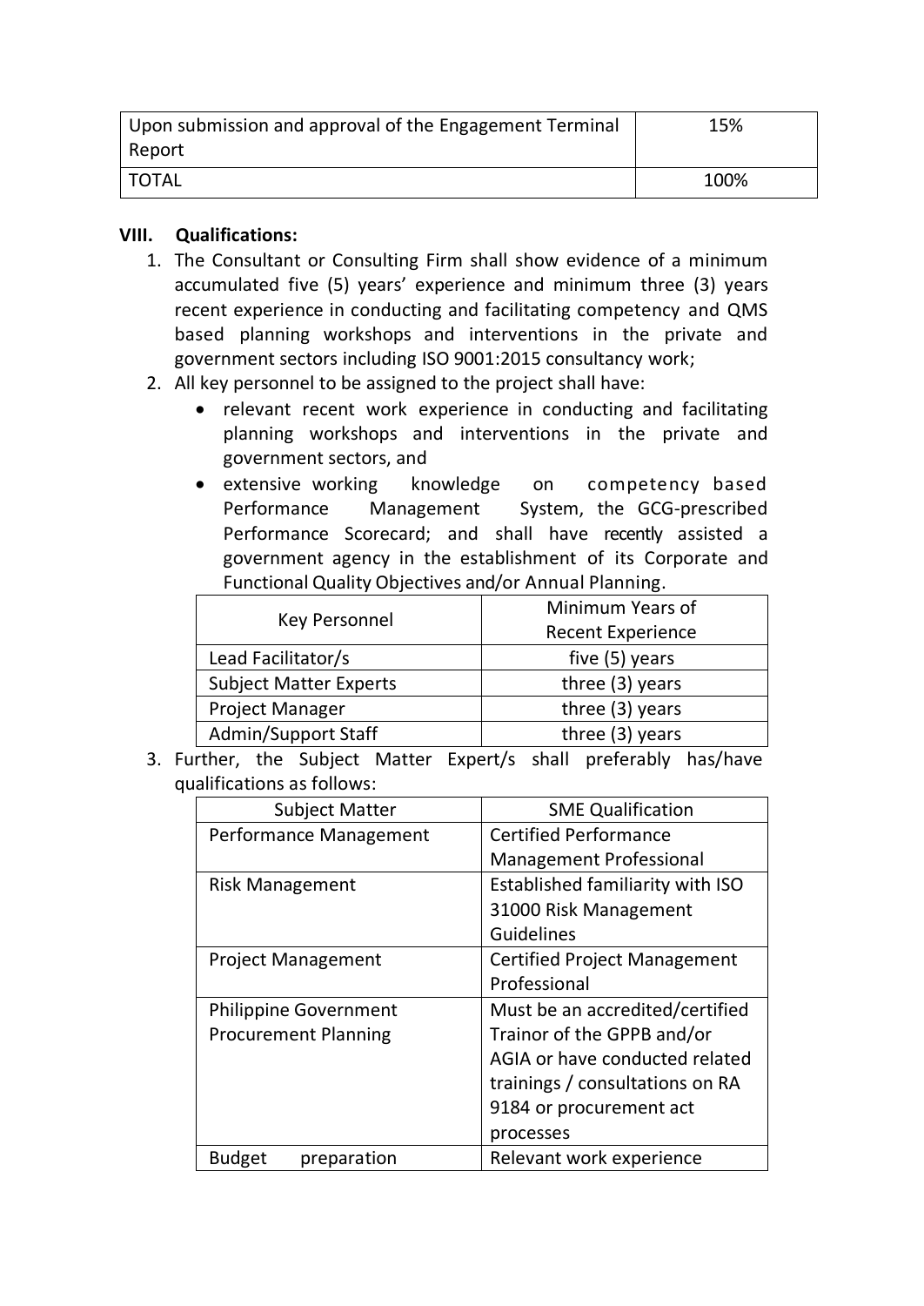| Upon submission and approval of the Engagement Terminal Report | 15% |
|---|---|
| TOTAL | 100% |

## VIII. Qualifications:

1. The Consultant or Consulting Firm shall show evidence of a minimum accumulated five (5) years' experience and minimum three (3) years recent experience in conducting and facilitating competency and QMS based planning workshops and interventions in the private and government sectors including ISO 9001:2015 consultancy work;
2. All key personnel to be assigned to the project shall have:
   - relevant recent work experience in conducting and facilitating planning workshops and interventions in the private and government sectors, and
   - extensive working knowledge on competency based Performance Management System, the GCG-prescribed Performance Scorecard; and shall have recently assisted a government agency in the establishment of its Corporate and Functional Quality Objectives and/or Annual Planning.

   | Key Personnel | Minimum Years of Recent Experience |
   |---|---|
   | Lead Facilitator/s | five (5) years |
   | Subject Matter Experts | three (3) years |
   | Project Manager | three (3) years |
   | Admin/Support Staff | three (3) years |

3. Further, the Subject Matter Expert/s shall preferably has/have qualifications as follows:

   | Subject Matter | SME Qualification |
   |---|---|
   | Performance Management | Certified Performance Management Professional |
   | Risk Management | Established familiarity with ISO 31000 Risk Management Guidelines |
   | Project Management | Certified Project Management Professional |
   | Philippine Government Procurement Planning | Must be an accredited/certified Trainor of the GPPB and/or AGIA or have conducted related trainings / consultations on RA 9184 or procurement act processes |
   | Budget preparation | Relevant work experience |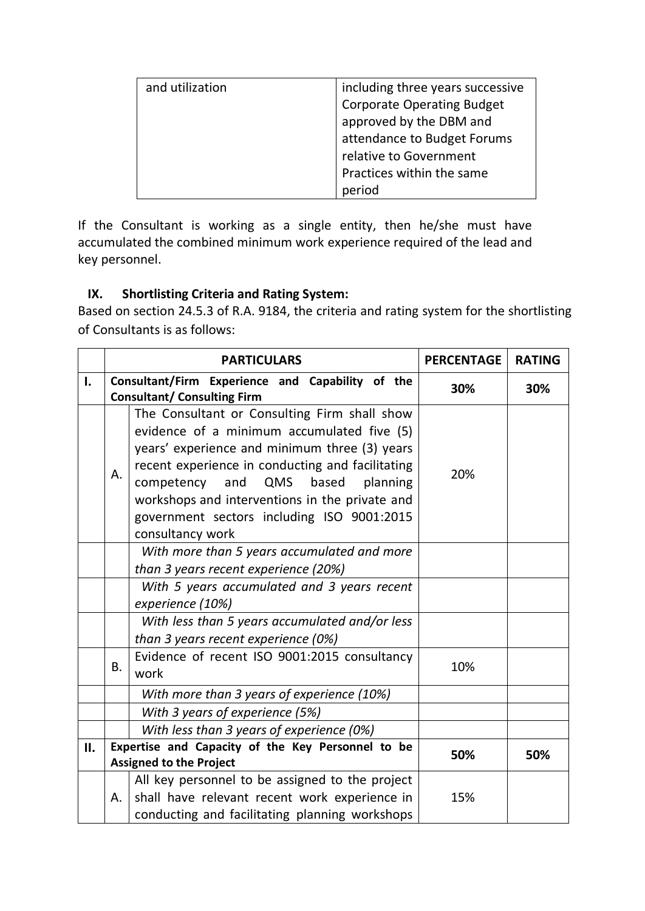| and utilization | including three years successive Corporate Operating Budget approved by the DBM and attendance to Budget Forums relative to Government Practices within the same period |
|---|---|

If the Consultant is working as a single entity, then he/she must have accumulated the combined minimum work experience required of the lead and key personnel.

## IX. Shortlisting Criteria and Rating System:

Based on section 24.5.3 of R.A. 9184, the criteria and rating system for the shortlisting of Consultants is as follows:

| | | PARTICULARS | PERCENTAGE | RATING |
|---|---|---|---|---|
| **I.** | **Consultant/Firm Experience and Capability of the Consultant/ Consulting Firm** | | **30%** | **30%** |
| | A. | The Consultant or Consulting Firm shall show evidence of a minimum accumulated five (5) years' experience and minimum three (3) years recent experience in conducting and facilitating competency and QMS based planning workshops and interventions in the private and government sectors including ISO 9001:2015 consultancy work | 20% | |
| | | *With more than 5 years accumulated and more than 3 years recent experience (20%)* | | |
| | | *With 5 years accumulated and 3 years recent experience (10%)* | | |
| | | *With less than 5 years accumulated and/or less than 3 years recent experience (0%)* | | |
| | B. | Evidence of recent ISO 9001:2015 consultancy work | 10% | |
| | | *With more than 3 years of experience (10%)* | | |
| | | *With 3 years of experience (5%)* | | |
| | | *With less than 3 years of experience (0%)* | | |
| **II.** | **Expertise and Capacity of the Key Personnel to be Assigned to the Project** | | **50%** | **50%** |
| | A. | All key personnel to be assigned to the project shall have relevant recent work experience in conducting and facilitating planning workshops | 15% | |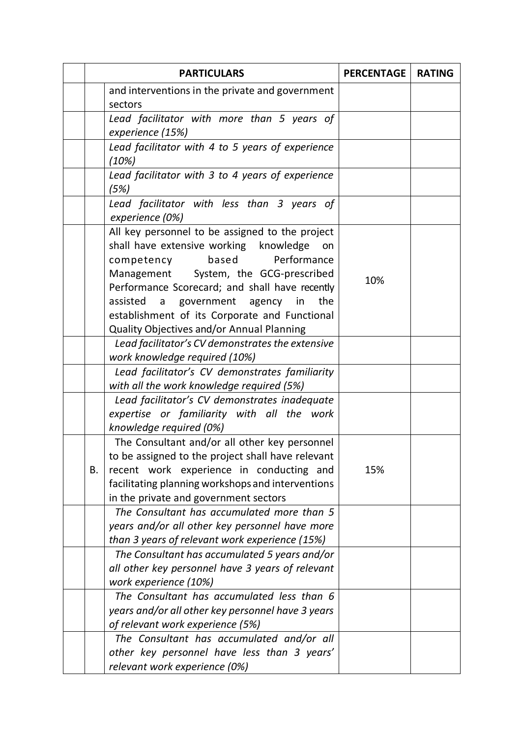| | PARTICULARS | PERCENTAGE | RATING |
|---|---|---|---|
| | and interventions in the private and government sectors | | |
| | *Lead facilitator with more than 5 years of experience (15%)* | | |
| | *Lead facilitator with 4 to 5 years of experience (10%)* | | |
| | *Lead facilitator with 3 to 4 years of experience (5%)* | | |
| | *Lead facilitator with less than 3 years of experience (0%)* | | |
| | All key personnel to be assigned to the project shall have extensive working knowledge on competency based Performance Management System, the GCG-prescribed Performance Scorecard; and shall have recently assisted a government agency in the establishment of its Corporate and Functional Quality Objectives and/or Annual Planning | 10% | |
| | *Lead facilitator's CV demonstrates the extensive work knowledge required (10%)* | | |
| | *Lead facilitator's CV demonstrates familiarity with all the work knowledge required (5%)* | | |
| | *Lead facilitator's CV demonstrates inadequate expertise or familiarity with all the work knowledge required (0%)* | | |
| B. | The Consultant and/or all other key personnel to be assigned to the project shall have relevant recent work experience in conducting and facilitating planning workshops and interventions in the private and government sectors | 15% | |
| | *The Consultant has accumulated more than 5 years and/or all other key personnel have more than 3 years of relevant work experience (15%)* | | |
| | *The Consultant has accumulated 5 years and/or all other key personnel have 3 years of relevant work experience (10%)* | | |
| | *The Consultant has accumulated less than 6 years and/or all other key personnel have 3 years of relevant work experience (5%)* | | |
| | *The Consultant has accumulated and/or all other key personnel have less than 3 years' relevant work experience (0%)* | | |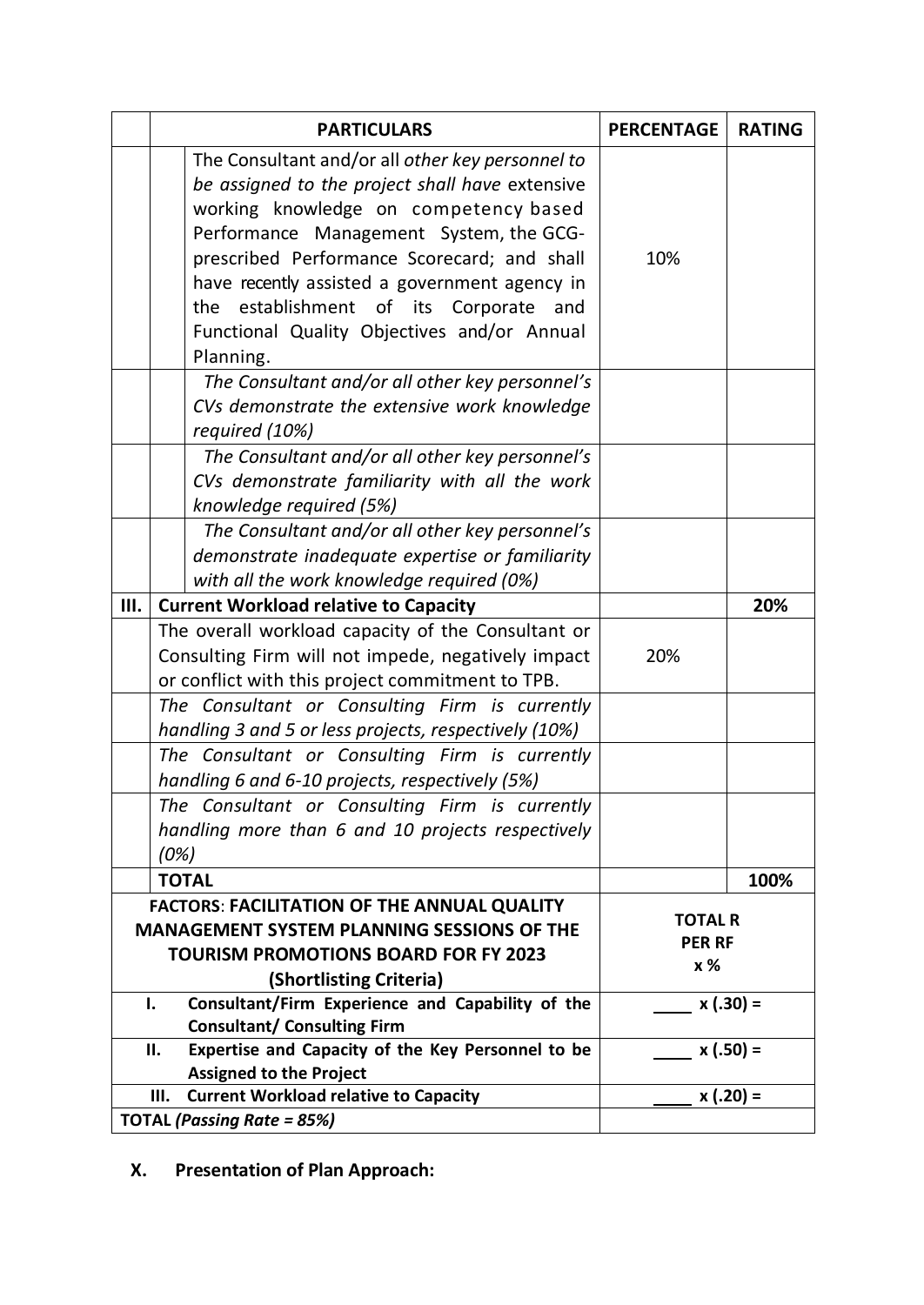| | PARTICULARS | PERCENTAGE | RATING |
|---|---|---|---|
| | The Consultant and/or all *other key personnel to be assigned to the project shall have* extensive working knowledge on competency based Performance Management System, the GCG-prescribed Performance Scorecard; and shall have recently assisted a government agency in the establishment of its Corporate and Functional Quality Objectives and/or Annual Planning. | 10% | |
| | *The Consultant and/or all other key personnel's CVs demonstrate the extensive work knowledge required (10%)* | | |
| | *The Consultant and/or all other key personnel's CVs demonstrate familiarity with all the work knowledge required (5%)* | | |
| | *The Consultant and/or all other key personnel's demonstrate inadequate expertise or familiarity with all the work knowledge required (0%)* | | |
| **III.** | **Current Workload relative to Capacity** | | **20%** |
| | The overall workload capacity of the Consultant or Consulting Firm will not impede, negatively impact or conflict with this project commitment to TPB. | 20% | |
| | *The Consultant or Consulting Firm is currently handling 3 and 5 or less projects, respectively (10%)* | | |
| | *The Consultant or Consulting Firm is currently handling 6 and 6-10 projects, respectively (5%)* | | |
| | *The Consultant or Consulting Firm is currently handling more than 6 and 10 projects respectively (0%)* | | |
| | **TOTAL** | | **100%** |

| **FACTORS: FACILITATION OF THE ANNUAL QUALITY MANAGEMENT SYSTEM PLANNING SESSIONS OF THE TOURISM PROMOTIONS BOARD FOR FY 2023 (Shortlisting Criteria)** | **TOTAL R PER RF x %** |
|---|---|
| **I. Consultant/Firm Experience and Capability of the Consultant/ Consulting Firm** | **____ x (.30) =** |
| **II. Expertise and Capacity of the Key Personnel to be Assigned to the Project** | **____ x (.50) =** |
| **III. Current Workload relative to Capacity** | **____ x (.20) =** |
| **TOTAL *(Passing Rate = 85%)*** | |

## X. Presentation of Plan Approach: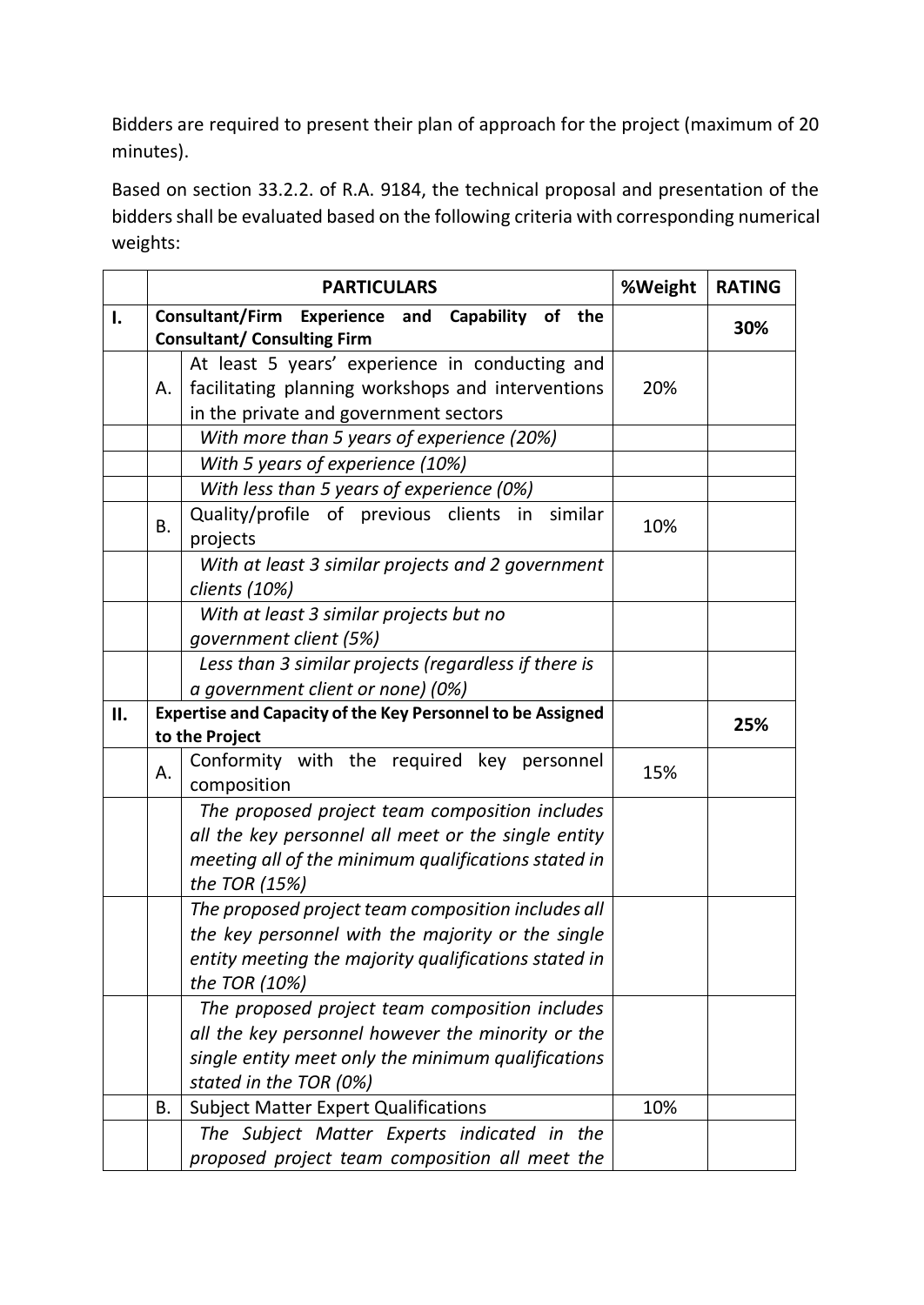Bidders are required to present their plan of approach for the project (maximum of 20 minutes).

Based on section 33.2.2. of R.A. 9184, the technical proposal and presentation of the bidders shall be evaluated based on the following criteria with corresponding numerical weights:

| | | PARTICULARS | %Weight | RATING |
|---|---|---|---|---|
| I. | **Consultant/Firm Experience and Capability of the Consultant/ Consulting Firm** | | | **30%** |
| | A. | At least 5 years' experience in conducting and facilitating planning workshops and interventions in the private and government sectors | 20% | |
| | | *With more than 5 years of experience (20%)* | | |
| | | *With 5 years of experience (10%)* | | |
| | | *With less than 5 years of experience (0%)* | | |
| | B. | Quality/profile of previous clients in similar projects | 10% | |
| | | *With at least 3 similar projects and 2 government clients (10%)* | | |
| | | *With at least 3 similar projects but no government client (5%)* | | |
| | | *Less than 3 similar projects (regardless if there is a government client or none) (0%)* | | |
| II. | **Expertise and Capacity of the Key Personnel to be Assigned to the Project** | | | **25%** |
| | A. | Conformity with the required key personnel composition | 15% | |
| | | *The proposed project team composition includes all the key personnel all meet or the single entity meeting all of the minimum qualifications stated in the TOR (15%)* | | |
| | | *The proposed project team composition includes all the key personnel with the majority or the single entity meeting the majority qualifications stated in the TOR (10%)* | | |
| | | *The proposed project team composition includes all the key personnel however the minority or the single entity meet only the minimum qualifications stated in the TOR (0%)* | | |
| | B. | Subject Matter Expert Qualifications | 10% | |
| | | *The Subject Matter Experts indicated in the proposed project team composition all meet the* | | |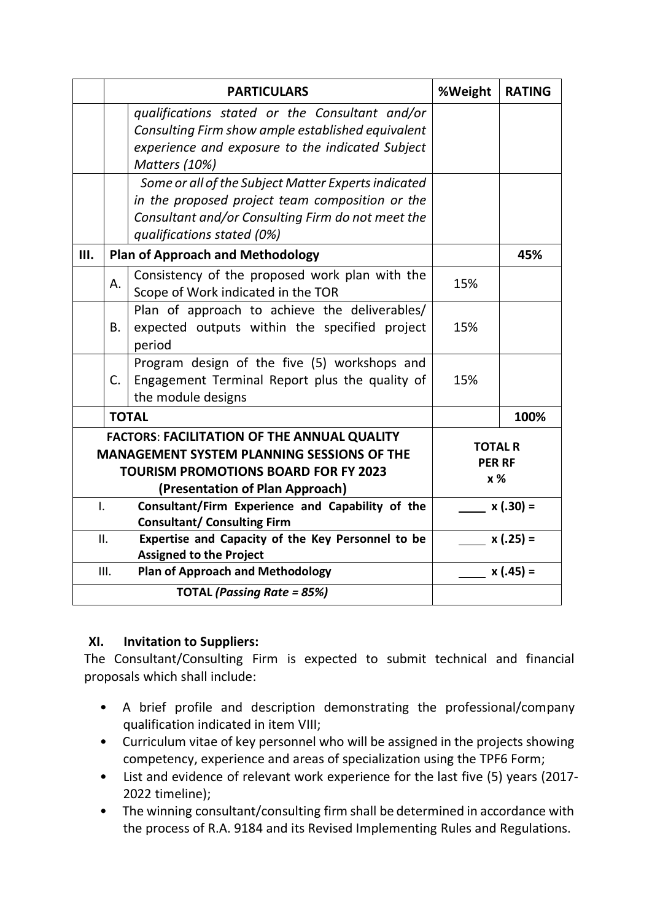| | | PARTICULARS | %Weight | RATING |
|---|---|---|---|---|
| | | *qualifications stated or the Consultant and/or Consulting Firm show ample established equivalent experience and exposure to the indicated Subject Matters (10%)* | | |
| | | *Some or all of the Subject Matter Experts indicated in the proposed project team composition or the Consultant and/or Consulting Firm do not meet the qualifications stated (0%)* | | |
| **III.** | **Plan of Approach and Methodology** | | | **45%** |
| | A. | Consistency of the proposed work plan with the Scope of Work indicated in the TOR | 15% | |
| | B. | Plan of approach to achieve the deliverables/ expected outputs within the specified project period | 15% | |
| | C. | Program design of the five (5) workshops and Engagement Terminal Report plus the quality of the module designs | 15% | |
| | **TOTAL** | | | **100%** |

| **FACTORS**: **FACILITATION OF THE ANNUAL QUALITY MANAGEMENT SYSTEM PLANNING SESSIONS OF THE TOURISM PROMOTIONS BOARD FOR FY 2023 (Presentation of Plan Approach)** | | **TOTAL R PER RF x %** |
|---|---|---|
| I. | **Consultant/Firm Experience and Capability of the Consultant/ Consulting Firm** | ____ x (.30) = |
| II. | **Expertise and Capacity of the Key Personnel to be Assigned to the Project** | ____ x (.25) = |
| III. | **Plan of Approach and Methodology** | ____ x (.45) = |
| **TOTAL *(Passing Rate = 85%)*** | | |

## XI. Invitation to Suppliers:

The Consultant/Consulting Firm is expected to submit technical and financial proposals which shall include:

- A brief profile and description demonstrating the professional/company qualification indicated in item VIII;
- Curriculum vitae of key personnel who will be assigned in the projects showing competency, experience and areas of specialization using the TPF6 Form;
- List and evidence of relevant work experience for the last five (5) years (2017-2022 timeline);
- The winning consultant/consulting firm shall be determined in accordance with the process of R.A. 9184 and its Revised Implementing Rules and Regulations.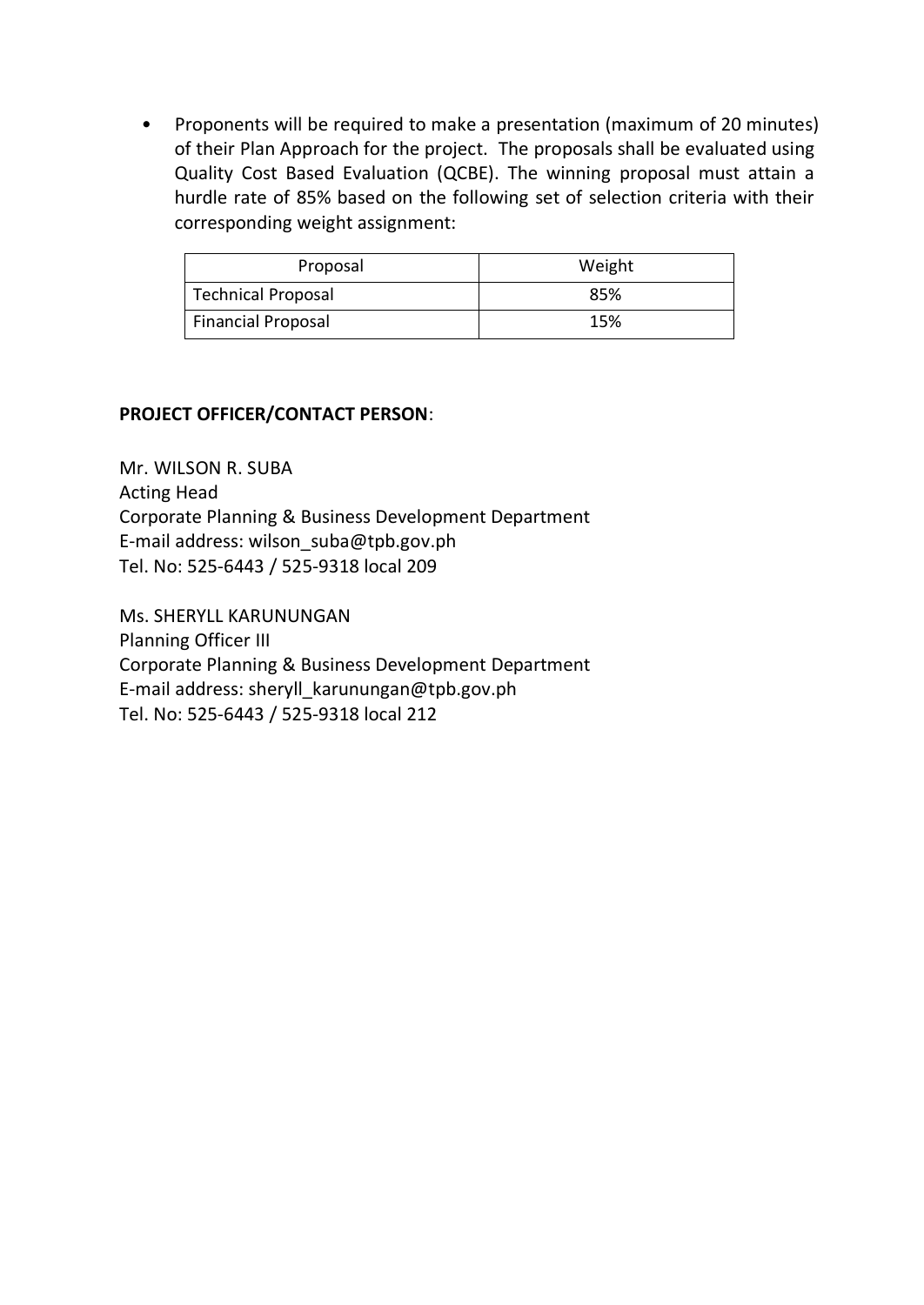- Proponents will be required to make a presentation (maximum of 20 minutes) of their Plan Approach for the project. The proposals shall be evaluated using Quality Cost Based Evaluation (QCBE). The winning proposal must attain a hurdle rate of 85% based on the following set of selection criteria with their corresponding weight assignment:

| Proposal | Weight |
|---|---|
| Technical Proposal | 85% |
| Financial Proposal | 15% |

**PROJECT OFFICER/CONTACT PERSON**:

Mr. WILSON R. SUBA
Acting Head
Corporate Planning & Business Development Department
E-mail address: wilson_suba@tpb.gov.ph
Tel. No: 525-6443 / 525-9318 local 209

Ms. SHERYLL KARUNUNGAN
Planning Officer III
Corporate Planning & Business Development Department
E-mail address: sheryll_karunungan@tpb.gov.ph
Tel. No: 525-6443 / 525-9318 local 212